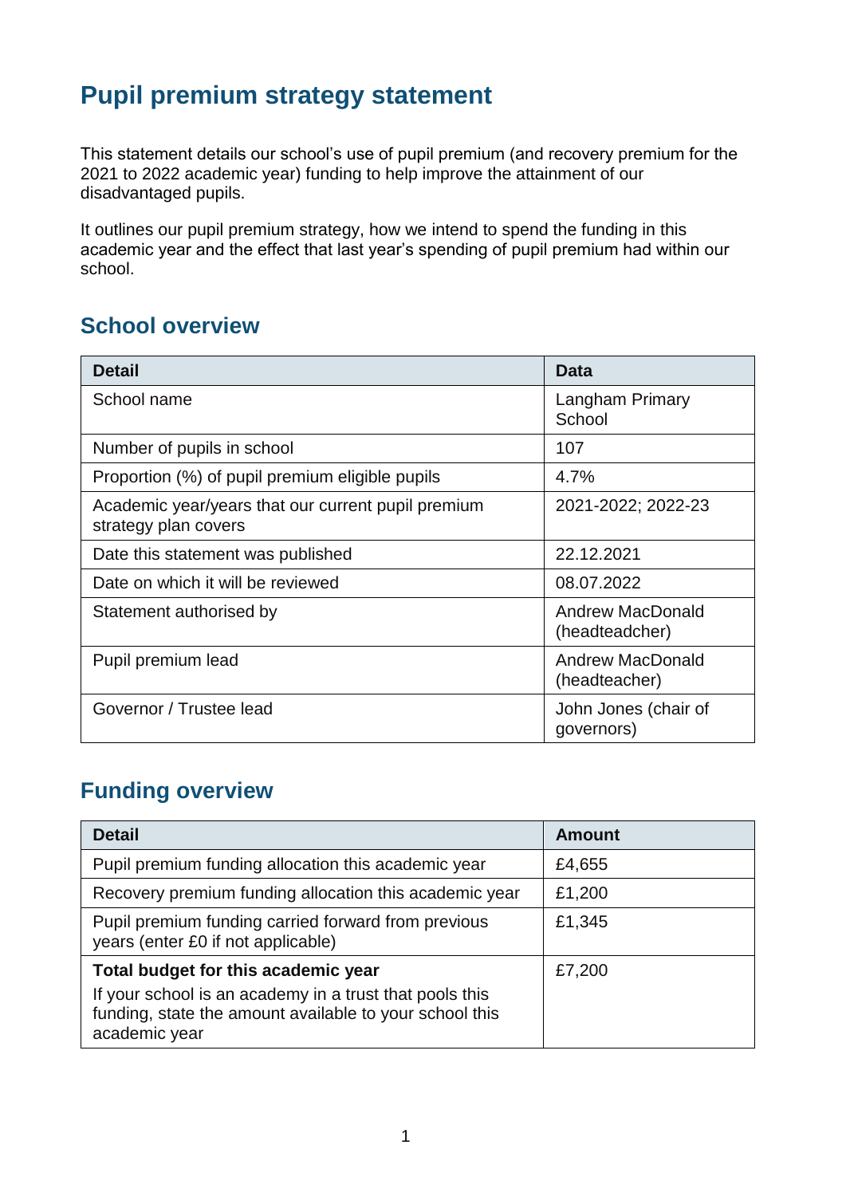# Pupil premium strategy statement

This statement details our school's use of pupil premium (and recovery premium for the 2021 to 2022 academic year) funding to help improve the attainment of our disadvantaged pupils.

It outlines our pupil premium strategy, how we intend to spend the funding in this academic year and the effect that last year's spending of pupil premium had within our school.

## School overview

| Detail | Data |
|---|---|
| School name | Langham Primary School |
| Number of pupils in school | 107 |
| Proportion (%) of pupil premium eligible pupils | 4.7% |
| Academic year/years that our current pupil premium strategy plan covers | 2021-2022; 2022-23 |
| Date this statement was published | 22.12.2021 |
| Date on which it will be reviewed | 08.07.2022 |
| Statement authorised by | Andrew MacDonald (headteadcher) |
| Pupil premium lead | Andrew MacDonald (headteacher) |
| Governor / Trustee lead | John Jones (chair of governors) |

## Funding overview

| Detail | Amount |
|---|---|
| Pupil premium funding allocation this academic year | £4,655 |
| Recovery premium funding allocation this academic year | £1,200 |
| Pupil premium funding carried forward from previous years (enter £0 if not applicable) | £1,345 |
| **Total budget for this academic year**<br>If your school is an academy in a trust that pools this funding, state the amount available to your school this academic year | £7,200 |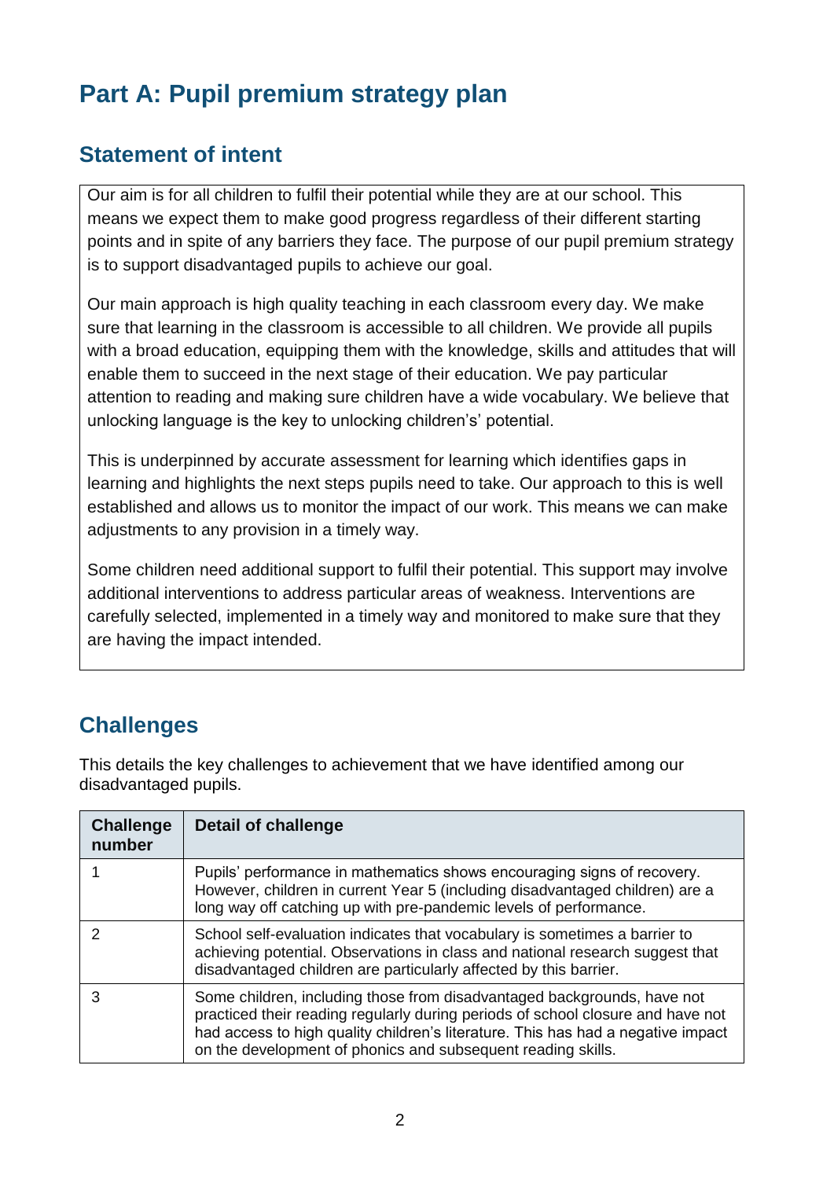# Part A: Pupil premium strategy plan

## Statement of intent

Our aim is for all children to fulfil their potential while they are at our school. This means we expect them to make good progress regardless of their different starting points and in spite of any barriers they face. The purpose of our pupil premium strategy is to support disadvantaged pupils to achieve our goal.

Our main approach is high quality teaching in each classroom every day. We make sure that learning in the classroom is accessible to all children. We provide all pupils with a broad education, equipping them with the knowledge, skills and attitudes that will enable them to succeed in the next stage of their education. We pay particular attention to reading and making sure children have a wide vocabulary. We believe that unlocking language is the key to unlocking children's' potential.

This is underpinned by accurate assessment for learning which identifies gaps in learning and highlights the next steps pupils need to take. Our approach to this is well established and allows us to monitor the impact of our work. This means we can make adjustments to any provision in a timely way.

Some children need additional support to fulfil their potential. This support may involve additional interventions to address particular areas of weakness. Interventions are carefully selected, implemented in a timely way and monitored to make sure that they are having the impact intended.

## Challenges

This details the key challenges to achievement that we have identified among our disadvantaged pupils.

| Challenge number | Detail of challenge |
|---|---|
| 1 | Pupils' performance in mathematics shows encouraging signs of recovery. However, children in current Year 5 (including disadvantaged children) are a long way off catching up with pre-pandemic levels of performance. |
| 2 | School self-evaluation indicates that vocabulary is sometimes a barrier to achieving potential. Observations in class and national research suggest that disadvantaged children are particularly affected by this barrier. |
| 3 | Some children, including those from disadvantaged backgrounds, have not practiced their reading regularly during periods of school closure and have not had access to high quality children's literature. This has had a negative impact on the development of phonics and subsequent reading skills. |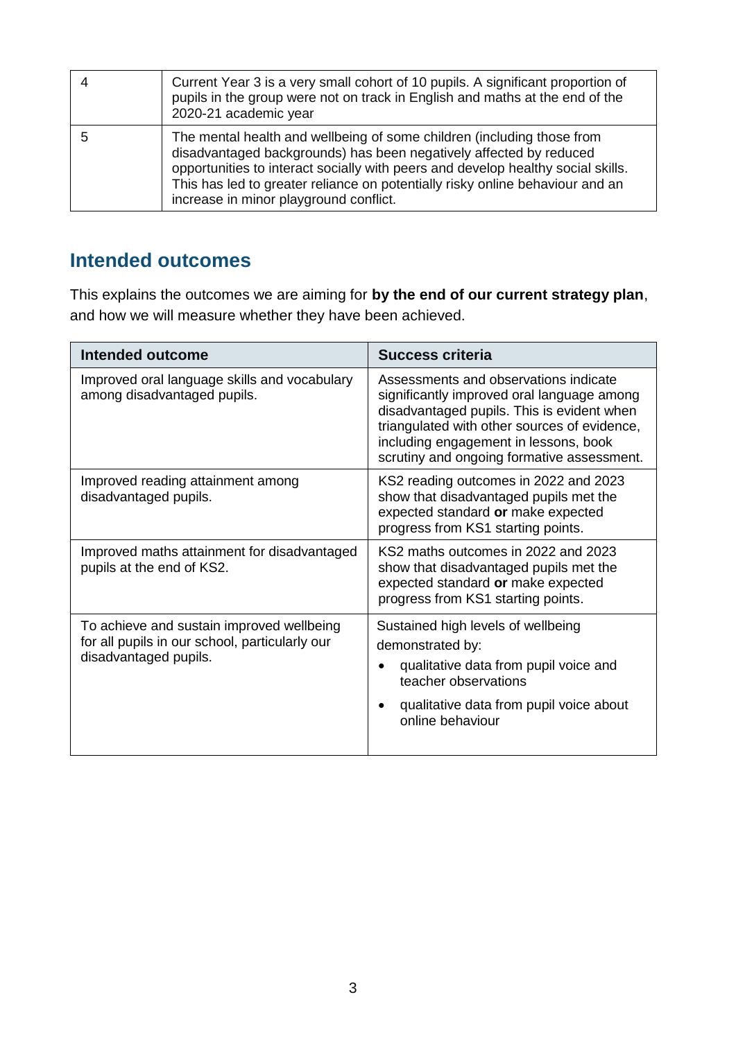| | |
|---|---|
| 4 | Current Year 3 is a very small cohort of 10 pupils. A significant proportion of pupils in the group were not on track in English and maths at the end of the 2020-21 academic year |
| 5 | The mental health and wellbeing of some children (including those from disadvantaged backgrounds) has been negatively affected by reduced opportunities to interact socially with peers and develop healthy social skills. This has led to greater reliance on potentially risky online behaviour and an increase in minor playground conflict. |

## Intended outcomes

This explains the outcomes we are aiming for **by the end of our current strategy plan**, and how we will measure whether they have been achieved.

| Intended outcome | Success criteria |
|---|---|
| Improved oral language skills and vocabulary among disadvantaged pupils. | Assessments and observations indicate significantly improved oral language among disadvantaged pupils. This is evident when triangulated with other sources of evidence, including engagement in lessons, book scrutiny and ongoing formative assessment. |
| Improved reading attainment among disadvantaged pupils. | KS2 reading outcomes in 2022 and 2023 show that disadvantaged pupils met the expected standard **or** make expected progress from KS1 starting points. |
| Improved maths attainment for disadvantaged pupils at the end of KS2. | KS2 maths outcomes in 2022 and 2023 show that disadvantaged pupils met the expected standard **or** make expected progress from KS1 starting points. |
| To achieve and sustain improved wellbeing for all pupils in our school, particularly our disadvantaged pupils. | Sustained high levels of wellbeing demonstrated by:<br>• qualitative data from pupil voice and teacher observations<br>• qualitative data from pupil voice about online behaviour |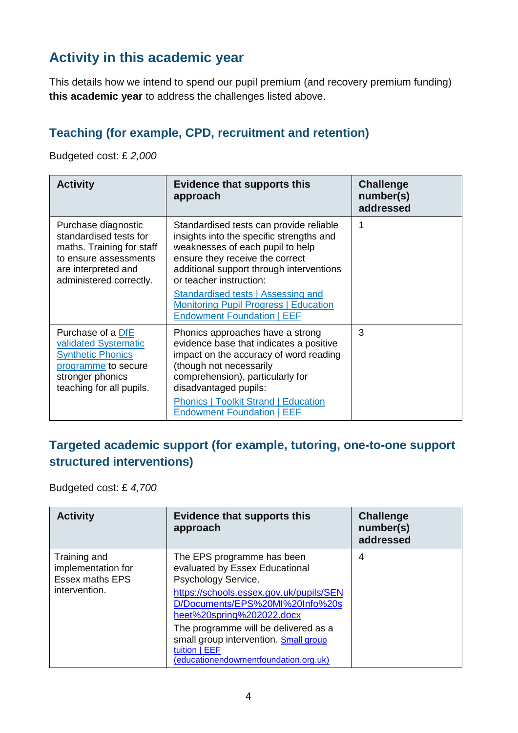## Activity in this academic year

This details how we intend to spend our pupil premium (and recovery premium funding) **this academic year** to address the challenges listed above.

### Teaching (for example, CPD, recruitment and retention)

Budgeted cost: £ *2,000*

| Activity | Evidence that supports this approach | Challenge number(s) addressed |
|---|---|---|
| Purchase diagnostic standardised tests for maths. Training for staff to ensure assessments are interpreted and administered correctly. | Standardised tests can provide reliable insights into the specific strengths and weaknesses of each pupil to help ensure they receive the correct additional support through interventions or teacher instruction: [Standardised tests \| Assessing and Monitoring Pupil Progress \| Education Endowment Foundation \| EEF]() | 1 |
| Purchase of a [DfE validated Systematic Synthetic Phonics programme]() to secure stronger phonics teaching for all pupils. | Phonics approaches have a strong evidence base that indicates a positive impact on the accuracy of word reading (though not necessarily comprehension), particularly for disadvantaged pupils: [Phonics \| Toolkit Strand \| Education Endowment Foundation \| EEF]() | 3 |

### Targeted academic support (for example, tutoring, one-to-one support structured interventions)

Budgeted cost: £ *4,700*

| Activity | Evidence that supports this approach | Challenge number(s) addressed |
|---|---|---|
| Training and implementation for Essex maths EPS intervention. | The EPS programme has been evaluated by Essex Educational Psychology Service. [https://schools.essex.gov.uk/pupils/SEND/Documents/EPS%20MI%20Info%20sheet%20spring%202022.docx](https://schools.essex.gov.uk/pupils/SEND/Documents/EPS%20MI%20Info%20sheet%20spring%202022.docx) The programme will be delivered as a small group intervention. [Small group tuition \| EEF (educationendowmentfoundation.org.uk)]() | 4 |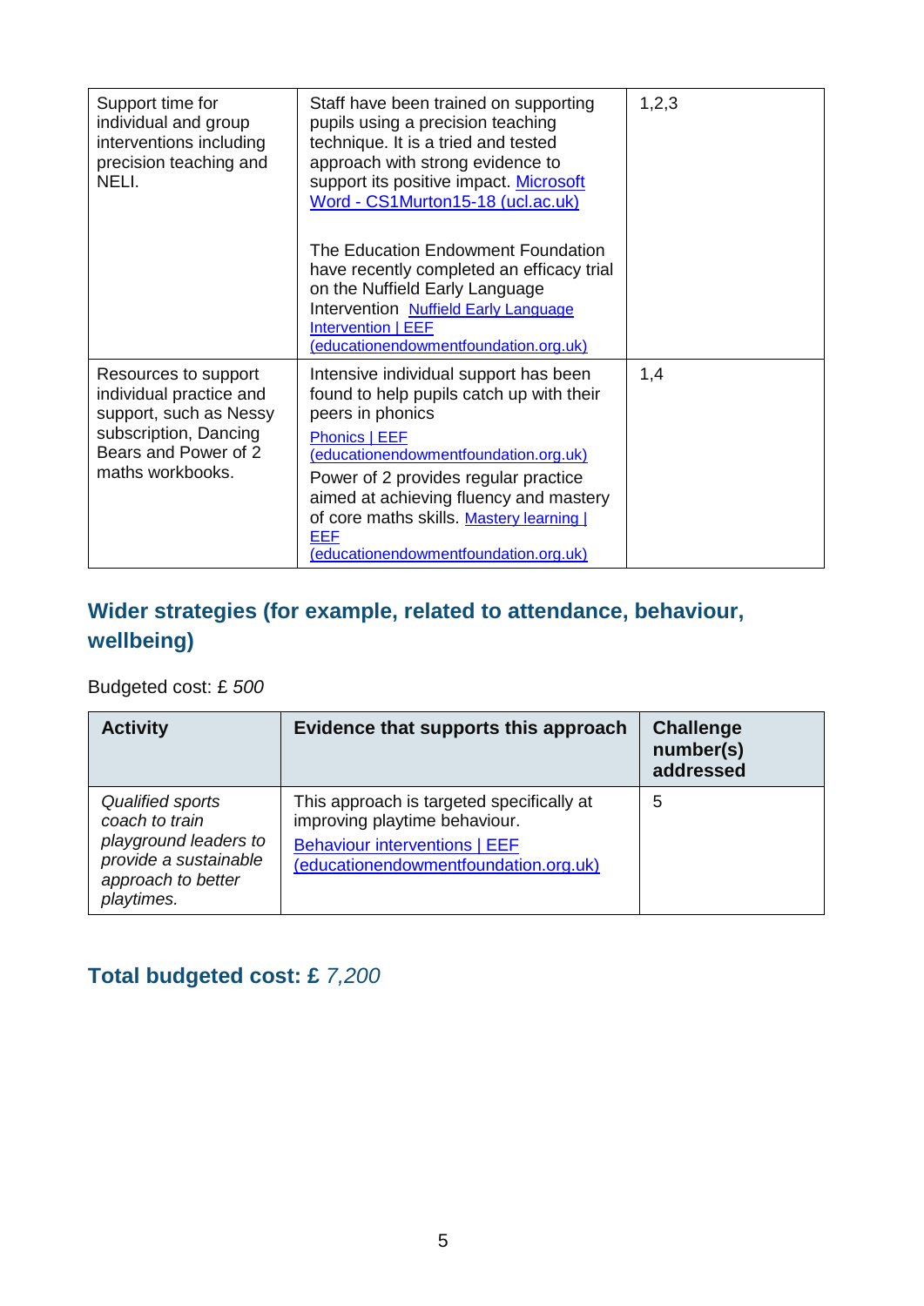| | | |
|---|---|---|
| Support time for individual and group interventions including precision teaching and NELI. | Staff have been trained on supporting pupils using a precision teaching technique. It is a tried and tested approach with strong evidence to support its positive impact. [Microsoft Word - CS1Murton15-18 (ucl.ac.uk)]<br><br>The Education Endowment Foundation have recently completed an efficacy trial on the Nuffield Early Language Intervention [Nuffield Early Language Intervention \| EEF (educationendowmentfoundation.org.uk)] | 1,2,3 |
| Resources to support individual practice and support, such as Nessy subscription, Dancing Bears and Power of 2 maths workbooks. | Intensive individual support has been found to help pupils catch up with their peers in phonics<br>[Phonics \| EEF (educationendowmentfoundation.org.uk)]<br>Power of 2 provides regular practice aimed at achieving fluency and mastery of core maths skills. [Mastery learning \| EEF (educationendowmentfoundation.org.uk)] | 1,4 |

## Wider strategies (for example, related to attendance, behaviour, wellbeing)

Budgeted cost: £ *500*

| Activity | Evidence that supports this approach | Challenge number(s) addressed |
|---|---|---|
| *Qualified sports coach to train playground leaders to provide a sustainable approach to better playtimes.* | This approach is targeted specifically at improving playtime behaviour.<br>[Behaviour interventions \| EEF (educationendowmentfoundation.org.uk)] | 5 |

## Total budgeted cost: £ *7,200*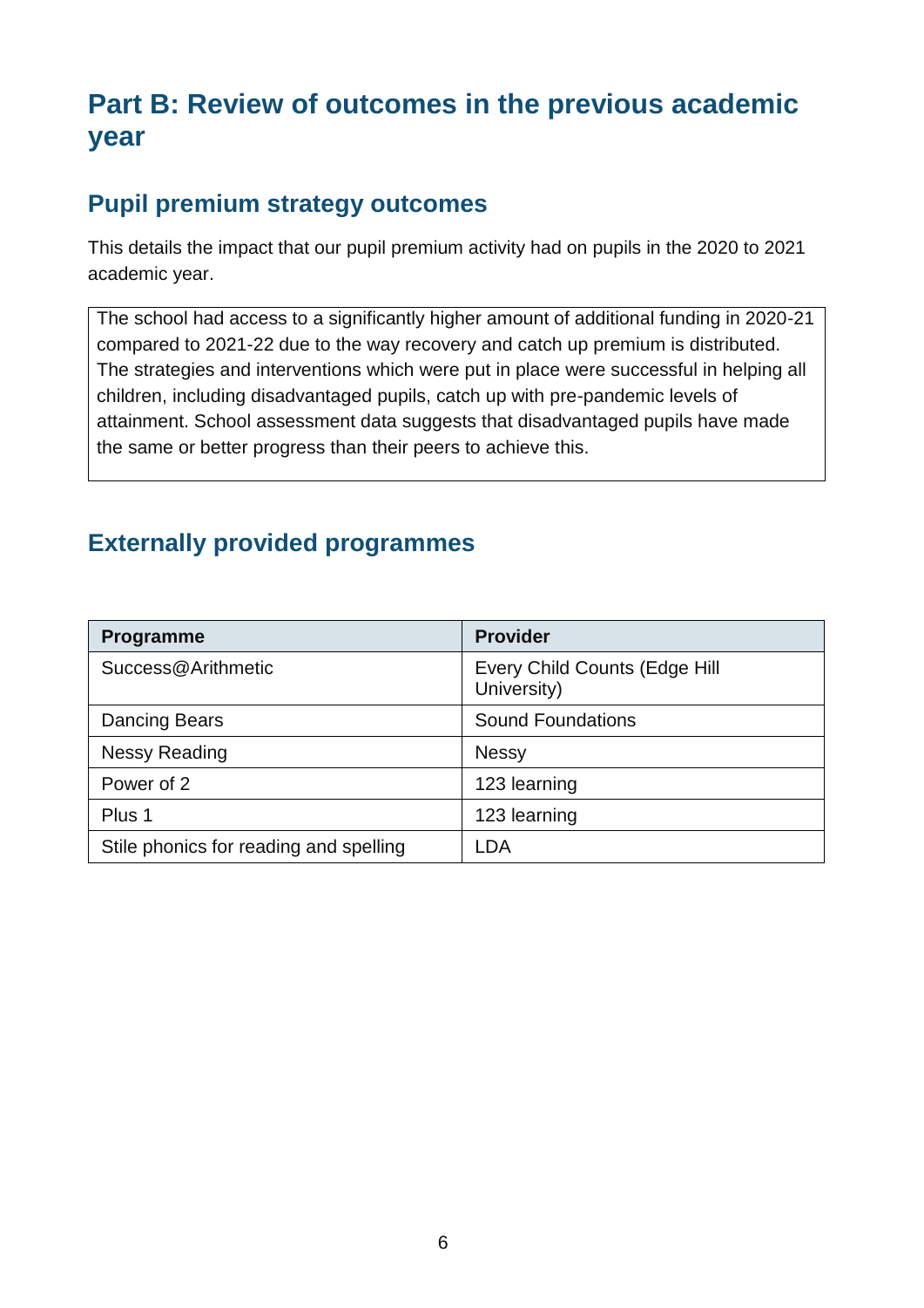# Part B: Review of outcomes in the previous academic year

## Pupil premium strategy outcomes

This details the impact that our pupil premium activity had on pupils in the 2020 to 2021 academic year.

| |
|---|
| The school had access to a significantly higher amount of additional funding in 2020-21 compared to 2021-22 due to the way recovery and catch up premium is distributed. The strategies and interventions which were put in place were successful in helping all children, including disadvantaged pupils, catch up with pre-pandemic levels of attainment. School assessment data suggests that disadvantaged pupils have made the same or better progress than their peers to achieve this. |

## Externally provided programmes

| Programme | Provider |
|---|---|
| Success@Arithmetic | Every Child Counts (Edge Hill University) |
| Dancing Bears | Sound Foundations |
| Nessy Reading | Nessy |
| Power of 2 | 123 learning |
| Plus 1 | 123 learning |
| Stile phonics for reading and spelling | LDA |